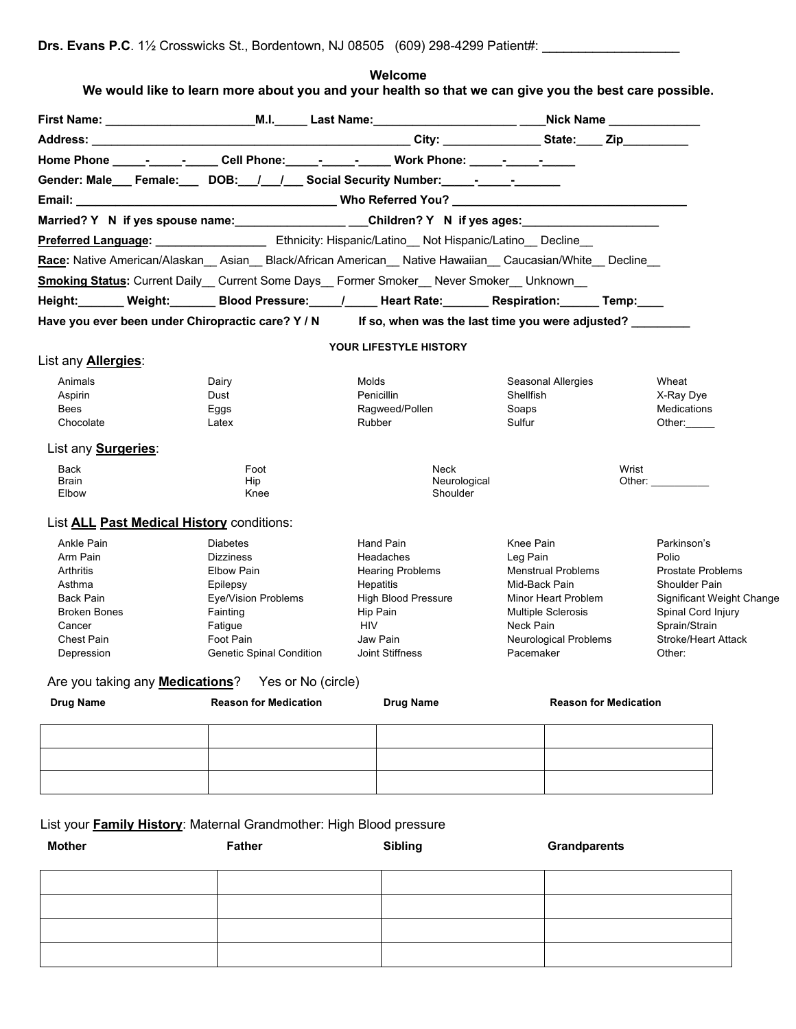**Drs. Evans P.C**. 1½ Crosswicks St., Bordentown, NJ 08505 (609) 298-4299 Patient#: ___________________

**Welcome**

**We would like to learn more about you and your health so that we can give you the best care possible.**

**First Name:** ______________________**M.I.**_____ **Last Name:**______________________ ____**Nick Name** _____________

**Address:** _______________________________________________ **City:** ______________ **State:**____ **Zip**_________

**Home Phone** _____-_____-_____ **Cell Phone:**_____-_____-_____ **Work Phone:** _____-_____-_____

**Gender: Male**___ **Female:**___ **DOB:**___/___/___ **Social Security Number:**_____-_____-_______

**Email:** _______________________________________ **Who Referred You?** ___________________________________

**Married? Y N if yes spouse name:**_________________ ___**Children? Y N if yes ages:**____________________

**Preferred Language:** ________________ Ethnicity: Hispanic/Latino__ Not Hispanic/Latino__ Decline__

**Race:** Native American/Alaskan__ Asian__ Black/African American__ Native Hawaiian__ Caucasian/White__ Decline__

**Smoking Status:** Current Daily__ Current Some Days__ Former Smoker__ Never Smoker__ Unknown__

**Height:**_______ **Weight:**_______ **Blood Pressure:**_____/_____ **Heart Rate:**_______ **Respiration:**______ **Temp:**____

**Have you ever been under Chiropractic care? Y / N** **If so, when was the last time you were adjusted?** _________

**YOUR LIFESTYLE HISTORY**

List any **Allergies**:

| | | | | |
|---|---|---|---|---|
| Animals | Dairy | Molds | Seasonal Allergies | Wheat |
| Aspirin | Dust | Penicillin | Shellfish | X-Ray Dye |
| Bees | Eggs | Ragweed/Pollen | Soaps | Medications |
| Chocolate | Latex | Rubber | Sulfur | Other:_____ |

List any **Surgeries**:

| | | | |
|---|---|---|---|
| Back | Foot | Neck | Wrist |
| Brain | Hip | Neurological | Other: __________ |
| Elbow | Knee | Shoulder | |

List **ALL** **Past Medical History** conditions:

| | | | | |
|---|---|---|---|---|
| Ankle Pain | Diabetes | Hand Pain | Knee Pain | Parkinson's |
| Arm Pain | Dizziness | Headaches | Leg Pain | Polio |
| Arthritis | Elbow Pain | Hearing Problems | Menstrual Problems | Prostate Problems |
| Asthma | Epilepsy | Hepatitis | Mid-Back Pain | Shoulder Pain |
| Back Pain | Eye/Vision Problems | High Blood Pressure | Minor Heart Problem | Significant Weight Change |
| Broken Bones | Fainting | Hip Pain | Multiple Sclerosis | Spinal Cord Injury |
| Cancer | Fatigue | HIV | Neck Pain | Sprain/Strain |
| Chest Pain | Foot Pain | Jaw Pain | Neurological Problems | Stroke/Heart Attack |
| Depression | Genetic Spinal Condition | Joint Stiffness | Pacemaker | Other: |

Are you taking any **Medications**? Yes or No (circle)

| Drug Name | Reason for Medication | Drug Name | Reason for Medication |
|---|---|---|---|
| | | | |
| | | | |
| | | | |

List your **Family History**: Maternal Grandmother: High Blood pressure

| Mother | Father | Sibling | Grandparents |
|---|---|---|---|
| | | | |
| | | | |
| | | | |
| | | | |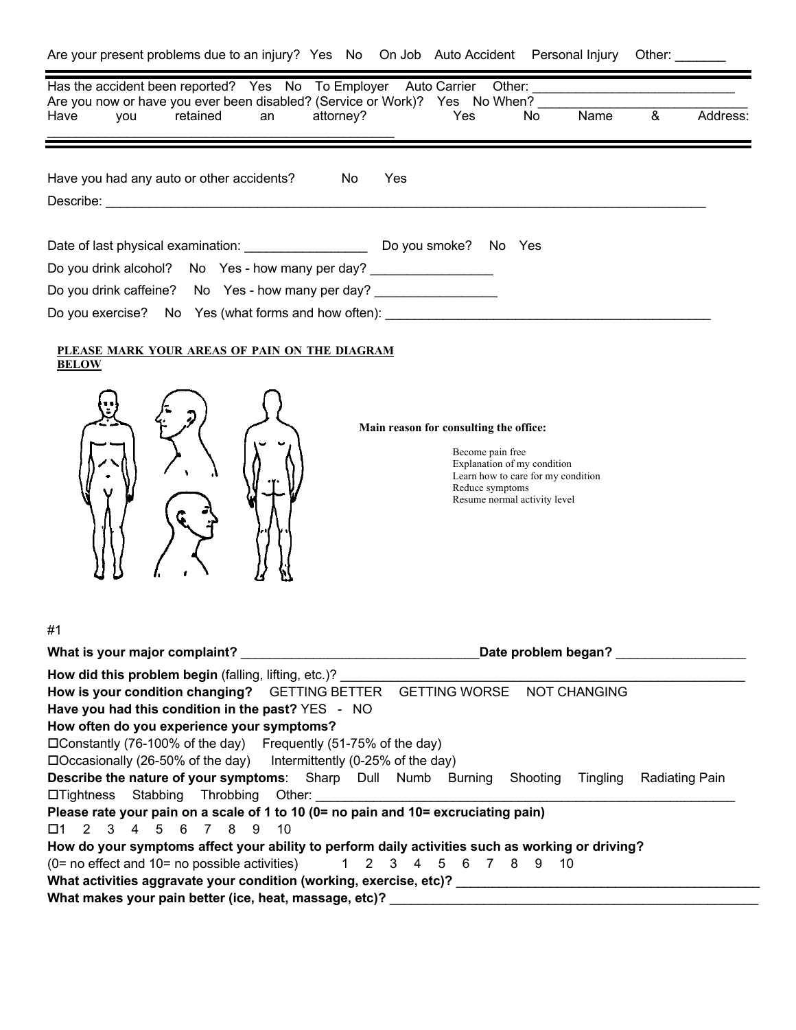Are your present problems due to an injury? Yes No On Job Auto Accident Personal Injury Other: _______

---

Has the accident been reported? Yes No To Employer Auto Carrier Other: ___________________________

Are you now or have you ever been disabled? (Service or Work)? Yes No When? ___________________________

Have you retained an attorney? Yes No Name & Address: _______________________________________________

---

Have you had any auto or other accidents? No Yes

Describe: _______________________________________________________________________________________

Date of last physical examination: _________________ Do you smoke? No Yes

Do you drink alcohol? No Yes - how many per day? _________________

Do you drink caffeine? No Yes - how many per day? _________________

Do you exercise? No Yes (what forms and how often): _______________________________________________

**PLEASE MARK YOUR AREAS OF PAIN ON THE DIAGRAM BELOW**

**Main reason for consulting the office:**

- Become pain free
- Explanation of my condition
- Learn how to care for my condition
- Reduce symptoms
- Resume normal activity level

#1

**What is your major complaint?** _________________________________ **Date problem began?** __________________

**How did this problem begin** (falling, lifting, etc.)? _________________________________________________________

**How is your condition changing?** GETTING BETTER GETTING WORSE NOT CHANGING

**Have you had this condition in the past?** YES - NO

**How often do you experience your symptoms?**

☐Constantly (76-100% of the day) Frequently (51-75% of the day)

☐Occasionally (26-50% of the day) Intermittently (0-25% of the day)

**Describe the nature of your symptoms**: Sharp Dull Numb Burning Shooting Tingling Radiating Pain

☐Tightness Stabbing Throbbing Other: ____________________________________________________________

**Please rate your pain on a scale of 1 to 10 (0= no pain and 10= excruciating pain)**

☐1 2 3 4 5 6 7 8 9 10

**How do your symptoms affect your ability to perform daily activities such as working or driving?**

(0= no effect and 10= no possible activities) 1 2 3 4 5 6 7 8 9 10

**What activities aggravate your condition (working, exercise, etc)?** ___________________________________________

**What makes your pain better (ice, heat, massage, etc)?** ____________________________________________________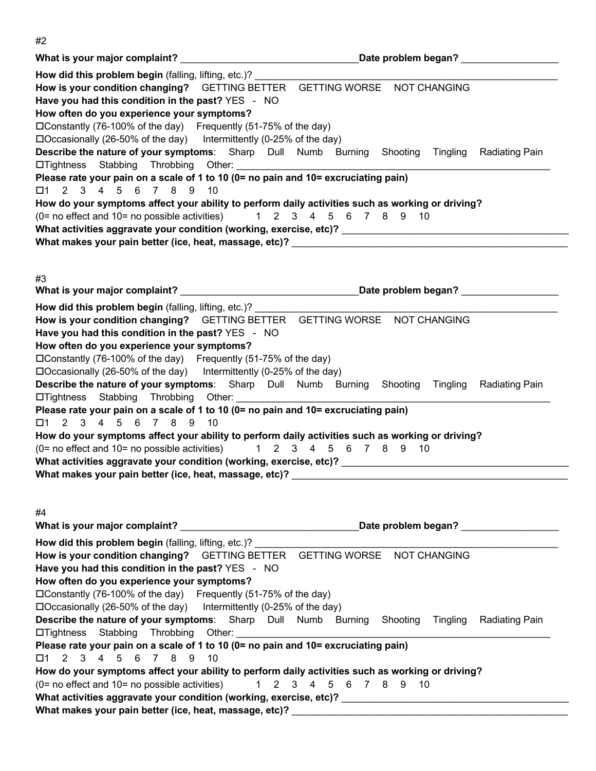#2

**What is your major complaint?** _________________________________**Date problem began?** _________________

**How did this problem begin** (falling, lifting, etc.)? ___________________________________________________________

**How is your condition changing?** GETTING BETTER GETTING WORSE NOT CHANGING

**Have you had this condition in the past?** YES - NO

**How often do you experience your symptoms?**

☐Constantly (76-100% of the day) Frequently (51-75% of the day)

☐Occasionally (26-50% of the day) Intermittently (0-25% of the day)

**Describe the nature of your symptoms**: Sharp Dull Numb Burning Shooting Tingling Radiating Pain

☐Tightness Stabbing Throbbing Other: ___________________________________________________________

**Please rate your pain on a scale of 1 to 10 (0= no pain and 10= excruciating pain)**

☐1 2 3 4 5 6 7 8 9 10

**How do your symptoms affect your ability to perform daily activities such as working or driving?**

(0= no effect and 10= no possible activities) 1 2 3 4 5 6 7 8 9 10

**What activities aggravate your condition (working, exercise, etc)?** ___________________________________________

**What makes your pain better (ice, heat, massage, etc)?** ___________________________________________________

#3

**What is your major complaint?** _________________________________**Date problem began?** _________________

**How did this problem begin** (falling, lifting, etc.)? ___________________________________________________________

**How is your condition changing?** GETTING BETTER GETTING WORSE NOT CHANGING

**Have you had this condition in the past?** YES - NO

**How often do you experience your symptoms?**

☐Constantly (76-100% of the day) Frequently (51-75% of the day)

☐Occasionally (26-50% of the day) Intermittently (0-25% of the day)

**Describe the nature of your symptoms**: Sharp Dull Numb Burning Shooting Tingling Radiating Pain

☐Tightness Stabbing Throbbing Other: ___________________________________________________________

**Please rate your pain on a scale of 1 to 10 (0= no pain and 10= excruciating pain)**

☐1 2 3 4 5 6 7 8 9 10

**How do your symptoms affect your ability to perform daily activities such as working or driving?**

(0= no effect and 10= no possible activities) 1 2 3 4 5 6 7 8 9 10

**What activities aggravate your condition (working, exercise, etc)?** ___________________________________________

**What makes your pain better (ice, heat, massage, etc)?** ___________________________________________________

#4

**What is your major complaint?** _________________________________**Date problem began?** _________________

**How did this problem begin** (falling, lifting, etc.)? ___________________________________________________________

**How is your condition changing?** GETTING BETTER GETTING WORSE NOT CHANGING

**Have you had this condition in the past?** YES - NO

**How often do you experience your symptoms?**

☐Constantly (76-100% of the day) Frequently (51-75% of the day)

☐Occasionally (26-50% of the day) Intermittently (0-25% of the day)

**Describe the nature of your symptoms**: Sharp Dull Numb Burning Shooting Tingling Radiating Pain

☐Tightness Stabbing Throbbing Other: ___________________________________________________________

**Please rate your pain on a scale of 1 to 10 (0= no pain and 10= excruciating pain)**

☐1 2 3 4 5 6 7 8 9 10

**How do your symptoms affect your ability to perform daily activities such as working or driving?**

(0= no effect and 10= no possible activities) 1 2 3 4 5 6 7 8 9 10

**What activities aggravate your condition (working, exercise, etc)?** ___________________________________________

**What makes your pain better (ice, heat, massage, etc)?** ___________________________________________________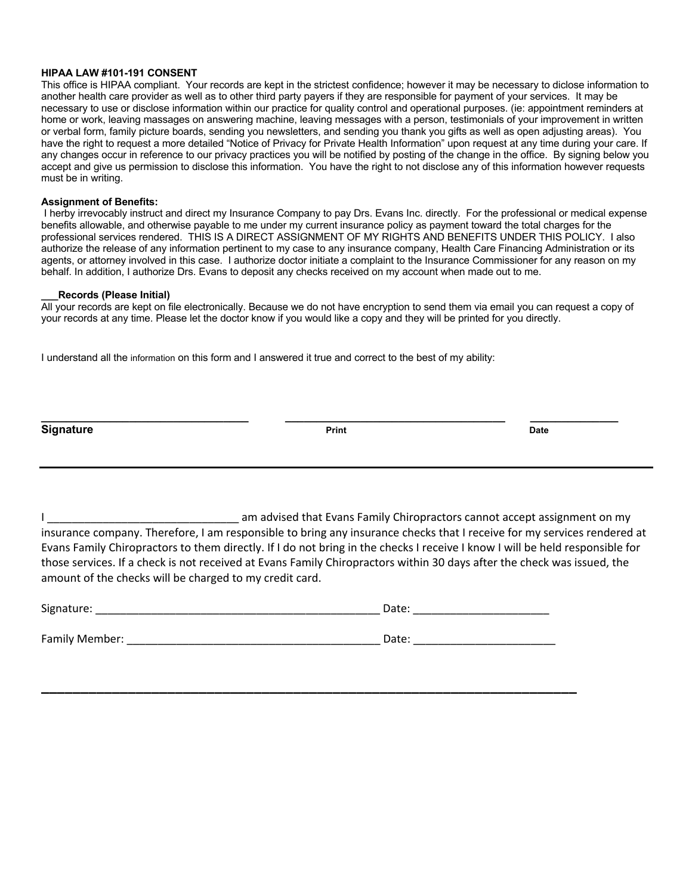**HIPAA LAW #101-191 CONSENT**

This office is HIPAA compliant. Your records are kept in the strictest confidence; however it may be necessary to diclose information to another health care provider as well as to other third party payers if they are responsible for payment of your services. It may be necessary to use or disclose information within our practice for quality control and operational purposes. (ie: appointment reminders at home or work, leaving massages on answering machine, leaving messages with a person, testimonials of your improvement in written or verbal form, family picture boards, sending you newsletters, and sending you thank you gifts as well as open adjusting areas). You have the right to request a more detailed "Notice of Privacy for Private Health Information" upon request at any time during your care. If any changes occur in reference to our privacy practices you will be notified by posting of the change in the office. By signing below you accept and give us permission to disclose this information. You have the right to not disclose any of this information however requests must be in writing.

**Assignment of Benefits:**

I herby irrevocably instruct and direct my Insurance Company to pay Drs. Evans Inc. directly. For the professional or medical expense benefits allowable, and otherwise payable to me under my current insurance policy as payment toward the total charges for the professional services rendered. THIS IS A DIRECT ASSIGNMENT OF MY RIGHTS AND BENEFITS UNDER THIS POLICY. I also authorize the release of any information pertinent to my case to any insurance company, Health Care Financing Administration or its agents, or attorney involved in this case. I authorize doctor initiate a complaint to the Insurance Commissioner for any reason on my behalf. In addition, I authorize Drs. Evans to deposit any checks received on my account when made out to me.

**___Records (Please Initial)**

All your records are kept on file electronically. Because we do not have encryption to send them via email you can request a copy of your records at any time. Please let the doctor know if you would like a copy and they will be printed for you directly.

I understand all the information on this form and I answered it true and correct to the best of my ability:

________________________________ ________________________________ ______________

**Signature** **Print** **Date**

---

I ______________________________ am advised that Evans Family Chiropractors cannot accept assignment on my insurance company. Therefore, I am responsible to bring any insurance checks that I receive for my services rendered at Evans Family Chiropractors to them directly. If I do not bring in the checks I receive I know I will be held responsible for those services. If a check is not received at Evans Family Chiropractors within 30 days after the check was issued, the amount of the checks will be charged to my credit card.

Signature: _______________________________________________ Date: ______________________

Family Member: __________________________________________ Date: _______________________

---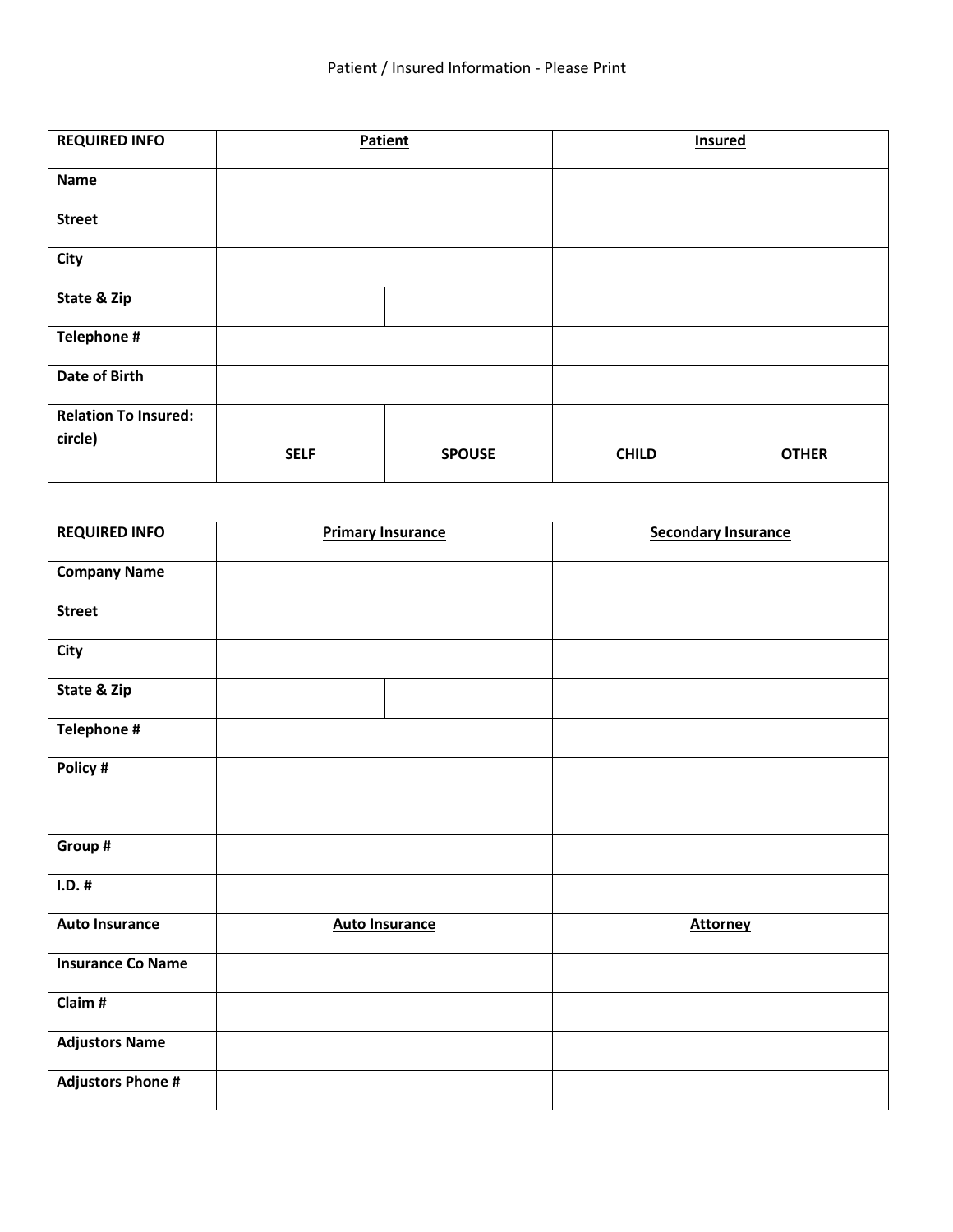Patient / Insured Information - Please Print

| REQUIRED INFO | Patient | | Insured | |
|---|---|---|---|---|
| Name | | | | |
| Street | | | | |
| City | | | | |
| State & Zip | | | | |
| Telephone # | | | | |
| Date of Birth | | | | |
| Relation To Insured: circle) | SELF | SPOSUE | CHILD | OTHER |
| | | | | |
| REQUIRED INFO | Primary Insurance | | Secondary Insurance | |
| Company Name | | | | |
| Street | | | | |
| City | | | | |
| State & Zip | | | | |
| Telephone # | | | | |
| Policy # | | | | |
| Group # | | | | |
| I.D. # | | | | |
| Auto Insurance | Auto Insurance | | Attorney | |
| Insurance Co Name | | | | |
| Claim # | | | | |
| Adjustors Name | | | | |
| Adjustors Phone # | | | | |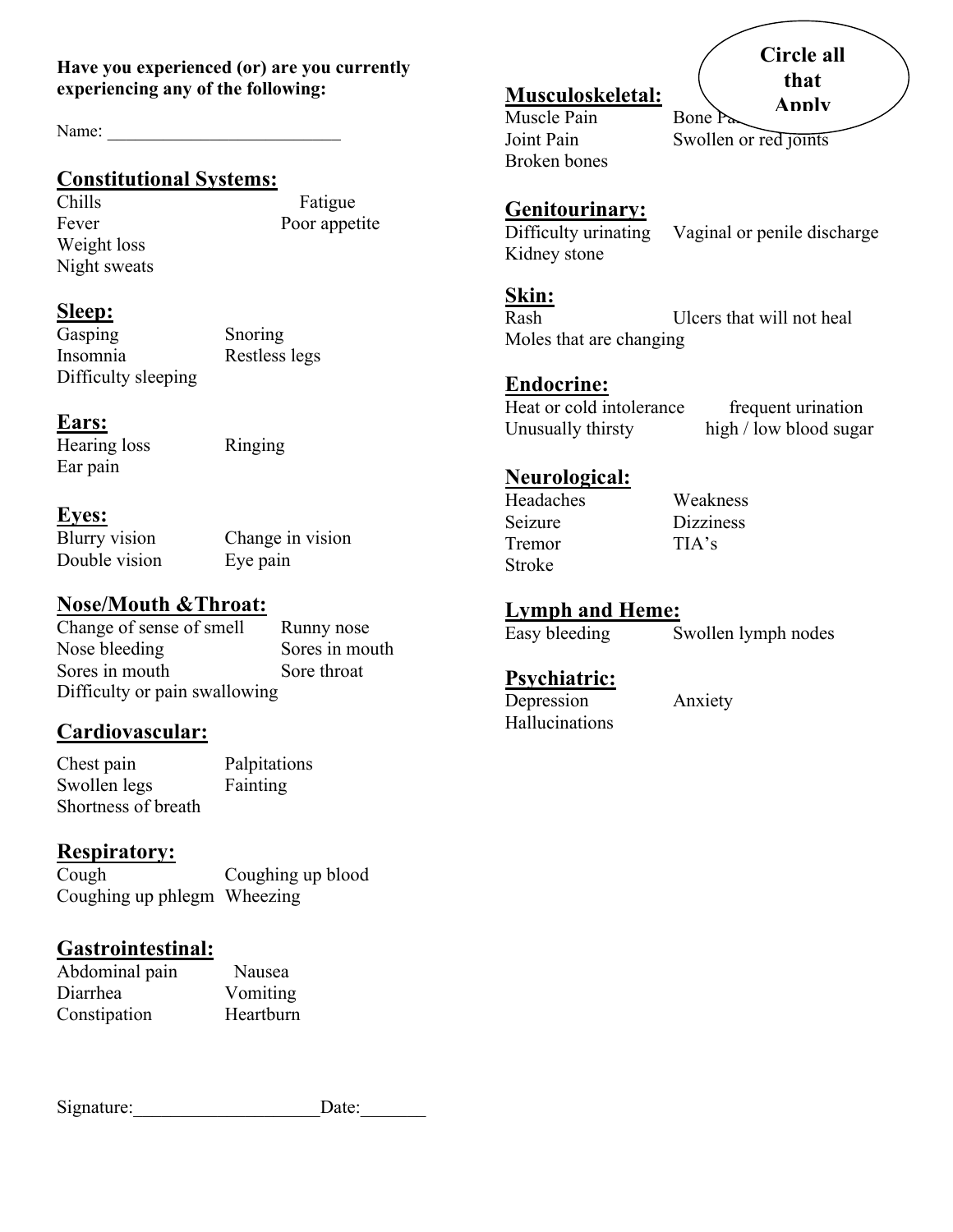**Have you experienced (or) are you currently experiencing any of the following:**

Name: ___________________________

## Constitutional Systems:

Chills Fatigue
Fever Poor appetite
Weight loss
Night sweats

## Sleep:

Gasping Snoring
Insomnia Restless legs
Difficulty sleeping

## Ears:

Hearing loss Ringing
Ear pain

## Eyes:

Blurry vision Change in vision
Double vision Eye pain

## Nose/Mouth &Throat:

Change of sense of smell Runny nose
Nose bleeding Sores in mouth
Sores in mouth Sore throat
Difficulty or pain swallowing

## Cardiovascular:

Chest pain Palpitations
Swollen legs Fainting
Shortness of breath

## Respiratory:

Cough Coughing up blood
Coughing up phlegm Wheezing

## Gastrointestinal:

Abdominal pain Nausea
Diarrhea Vomiting
Constipation Heartburn

**Circle all that Apply**

## Musculoskeletal:

Muscle Pain Bone Pain
Joint Pain Swollen or red joints
Broken bones

## Genitourinary:

Difficulty urinating Vaginal or penile discharge
Kidney stone

## Skin:

Rash Ulcers that will not heal
Moles that are changing

## Endocrine:

Heat or cold intolerance frequent urination
Unusually thirsty high / low blood sugar

## Neurological:

Headaches Weakness
Seizure Dizziness
Tremor TIA's
Stroke

## Lymph and Heme:

Easy bleeding Swollen lymph nodes

## Psychiatric:

Depression Anxiety
Hallucinations

Signature:____________________Date:_______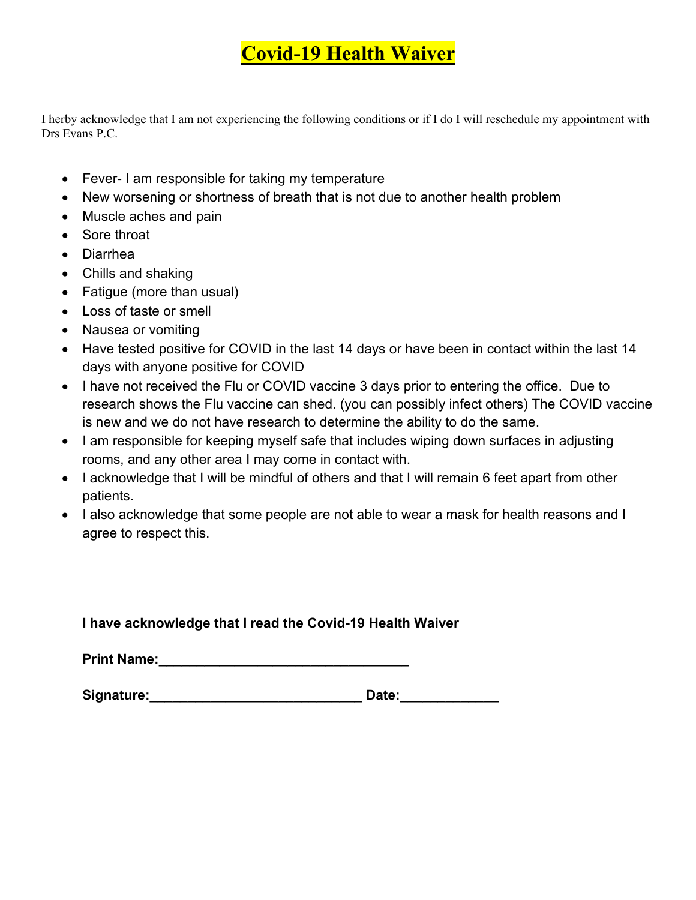# Covid-19 Health Waiver

I herby acknowledge that I am not experiencing the following conditions or if I do I will reschedule my appointment with Drs Evans P.C.

- Fever- I am responsible for taking my temperature
- New worsening or shortness of breath that is not due to another health problem
- Muscle aches and pain
- Sore throat
- Diarrhea
- Chills and shaking
- Fatigue (more than usual)
- Loss of taste or smell
- Nausea or vomiting
- Have tested positive for COVID in the last 14 days or have been in contact within the last 14 days with anyone positive for COVID
- I have not received the Flu or COVID vaccine 3 days prior to entering the office. Due to research shows the Flu vaccine can shed. (you can possibly infect others) The COVID vaccine is new and we do not have research to determine the ability to do the same.
- I am responsible for keeping myself safe that includes wiping down surfaces in adjusting rooms, and any other area I may come in contact with.
- I acknowledge that I will be mindful of others and that I will remain 6 feet apart from other patients.
- I also acknowledge that some people are not able to wear a mask for health reasons and I agree to respect this.

**I have acknowledge that I read the Covid-19 Health Waiver**

**Print Name:________________________________**

**Signature:___________________________ Date:____________**